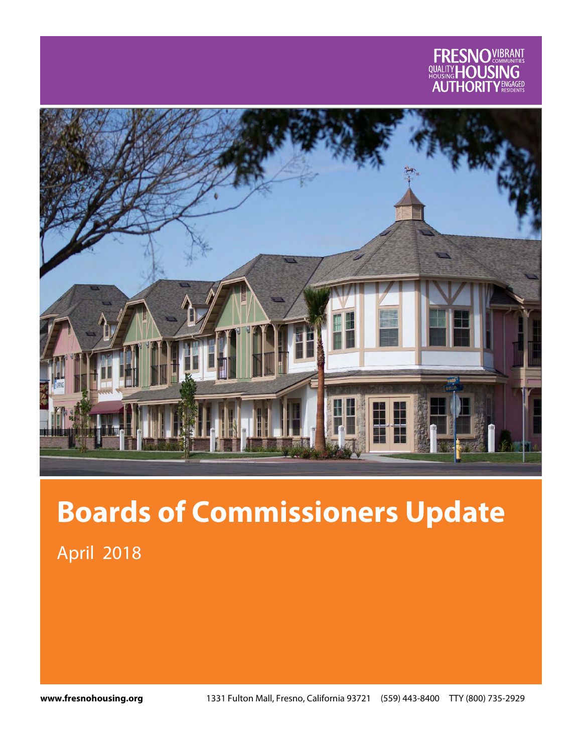FRESNO HOUSING AUTHORITY

VIBRANT COMMUNITIES · QUALITY HOUSING · ENGAGED RESIDENTS

# Boards of Commissioners Update

April 2018

**www.fresnohousing.org** 1331 Fulton Mall, Fresno, California 93721 (559) 443-8400 TTY (800) 735-2929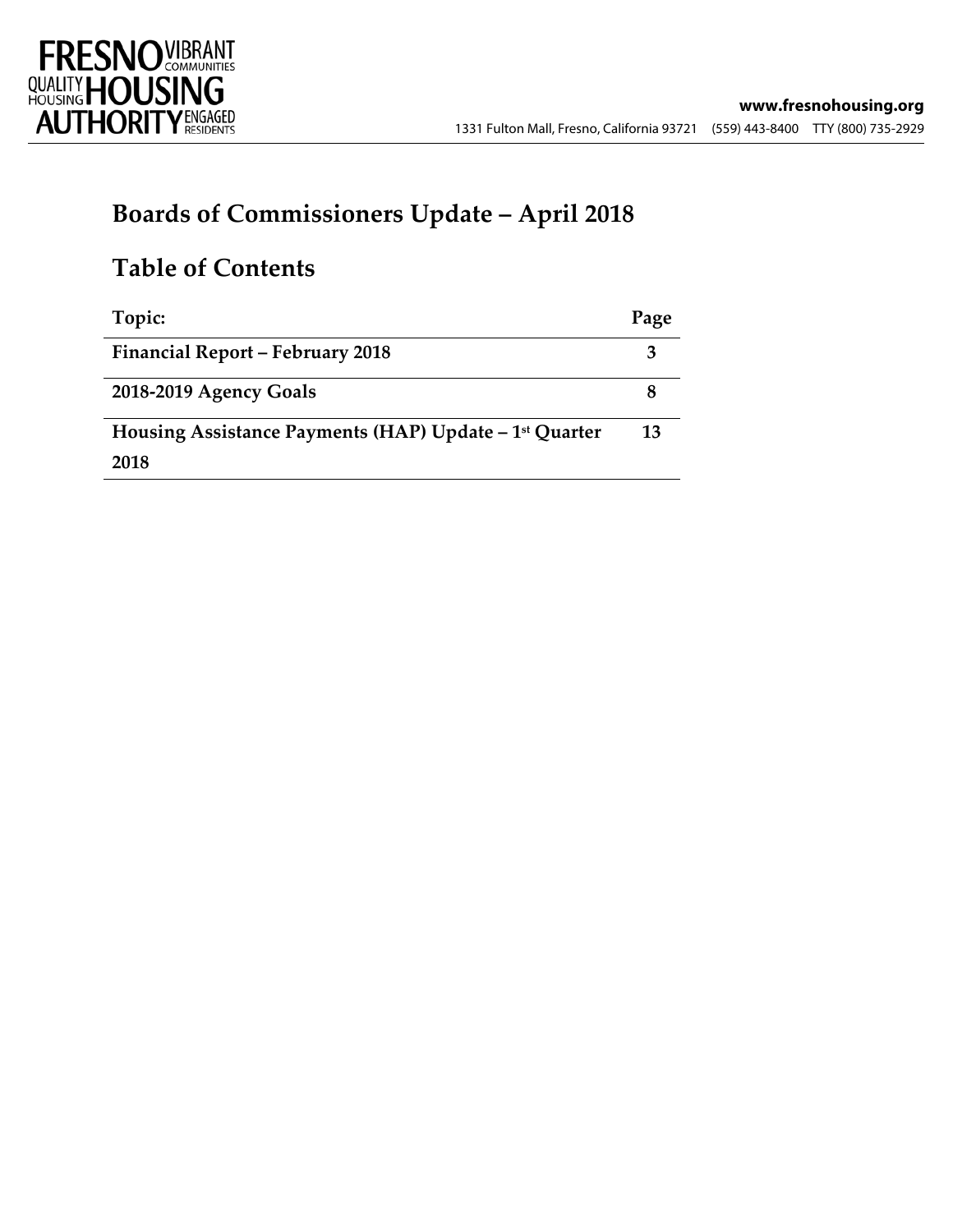**www.fresnohousing.org**

1331 Fulton Mall, Fresno, California 93721 (559) 443-8400 TTY (800) 735-2929

# Boards of Commissioners Update – April 2018

## Table of Contents

| Topic: | Page |
|---|---|
| **Financial Report – February 2018** | **3** |
| **2018-2019 Agency Goals** | **8** |
| **Housing Assistance Payments (HAP) Update – 1st Quarter 2018** | **13** |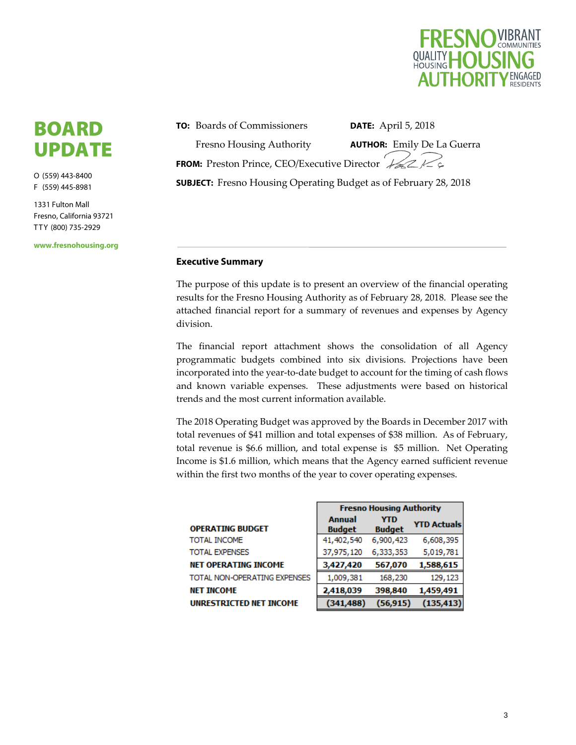# BOARD UPDATE

O (559) 443-8400
F (559) 445-8981

1331 Fulton Mall
Fresno, California 93721
TTY (800) 735-2929

www.fresnohousing.org

**TO:** Boards of Commissioners
Fresno Housing Authority

**DATE:** April 5, 2018

**AUTHOR:** Emily De La Guerra

**FROM:** Preston Prince, CEO/Executive Director

**SUBJECT:** Fresno Housing Operating Budget as of February 28, 2018

---

### Executive Summary

The purpose of this update is to present an overview of the financial operating results for the Fresno Housing Authority as of February 28, 2018. Please see the attached financial report for a summary of revenues and expenses by Agency division.

The financial report attachment shows the consolidation of all Agency programmatic budgets combined into six divisions. Projections have been incorporated into the year-to-date budget to account for the timing of cash flows and known variable expenses. These adjustments were based on historical trends and the most current information available.

The 2018 Operating Budget was approved by the Boards in December 2017 with total revenues of $41 million and total expenses of $38 million. As of February, total revenue is $6.6 million, and total expense is $5 million. Net Operating Income is $1.6 million, which means that the Agency earned sufficient revenue within the first two months of the year to cover operating expenses.

| | Fresno Housing Authority | | |
|---|---|---|---|
| **OPERATING BUDGET** | **Annual Budget** | **YTD Budget** | **YTD Actuals** |
| TOTAL INCOME | 41,402,540 | 6,900,423 | 6,608,395 |
| TOTAL EXPENSES | 37,975,120 | 6,333,353 | 5,019,781 |
| **NET OPERATING INCOME** | **3,427,420** | **567,070** | **1,588,615** |
| TOTAL NON-OPERATING EXPENSES | 1,009,381 | 168,230 | 129,123 |
| **NET INCOME** | **2,418,039** | **398,840** | **1,459,491** |
| **UNRESTRICTED NET INCOME** | **(341,488)** | **(56,915)** | **(135,413)** |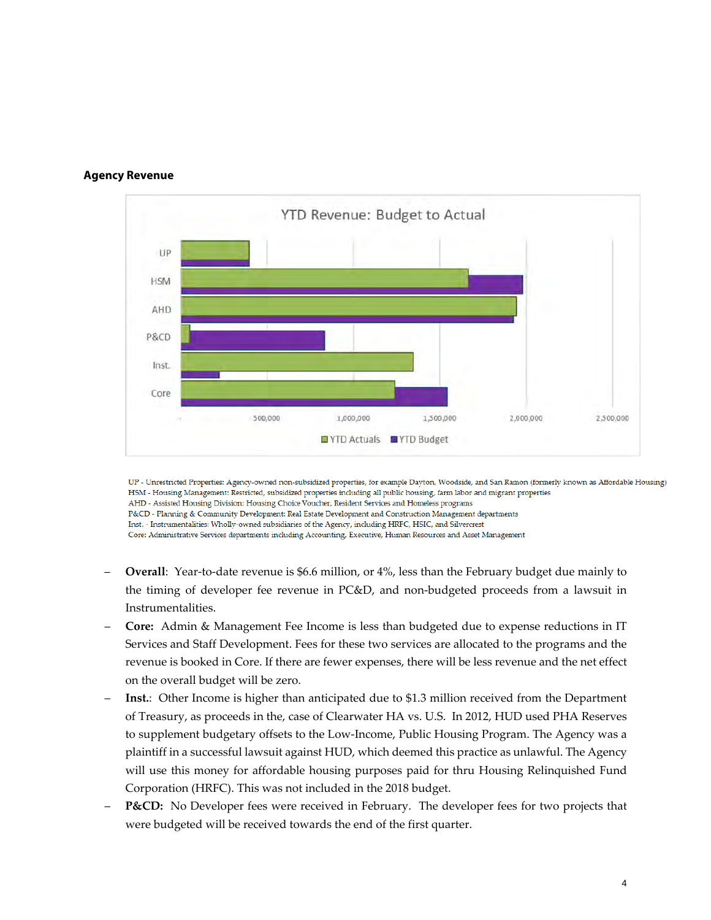**Agency Revenue**

UP - Unrestricted Properties: Agency-owned non-subsidized properties, for example Dayton, Woodside, and San Ramon (formerly known as Affordable Housing)
HSM - Housing Management: Restricted, subsidized properties including all public housing, farm labor and migrant properties
AHD - Assisted Housing Division: Housing Choice Voucher, Resident Services and Homeless programs
P&CD - Planning & Community Development: Real Estate Development and Construction Management departments
Inst. - Instrumentalities: Wholly-owned subsidiaries of the Agency, including HRFC, HSIC, and Silvercrest
Core: Administrative Services departments including Accounting, Executive, Human Resources and Asset Management

- **Overall**: Year-to-date revenue is $6.6 million, or 4%, less than the February budget due mainly to the timing of developer fee revenue in PC&D, and non-budgeted proceeds from a lawsuit in Instrumentalities.
- **Core:** Admin & Management Fee Income is less than budgeted due to expense reductions in IT Services and Staff Development. Fees for these two services are allocated to the programs and the revenue is booked in Core. If there are fewer expenses, there will be less revenue and the net effect on the overall budget will be zero.
- **Inst.**: Other Income is higher than anticipated due to $1.3 million received from the Department of Treasury, as proceeds in the, case of Clearwater HA vs. U.S. In 2012, HUD used PHA Reserves to supplement budgetary offsets to the Low-Income, Public Housing Program. The Agency was a plaintiff in a successful lawsuit against HUD, which deemed this practice as unlawful. The Agency will use this money for affordable housing purposes paid for thru Housing Relinquished Fund Corporation (HRFC). This was not included in the 2018 budget.
- **P&CD:** No Developer fees were received in February. The developer fees for two projects that were budgeted will be received towards the end of the first quarter.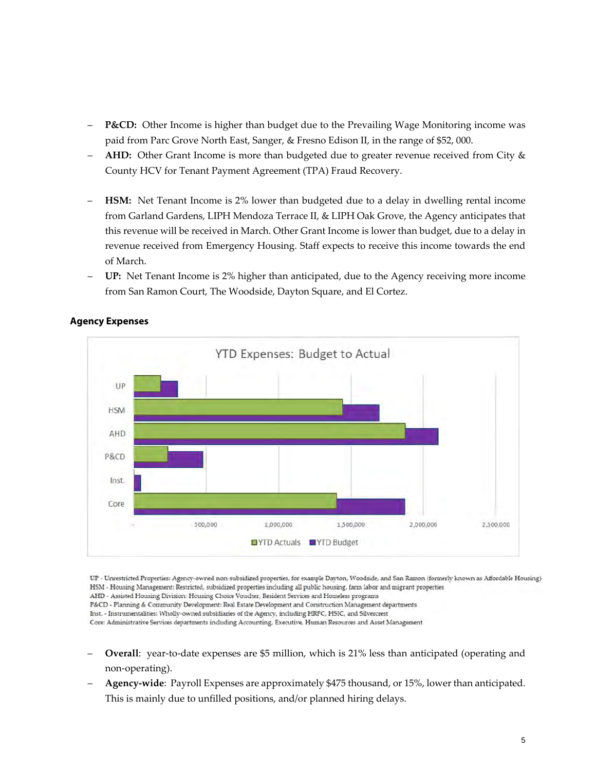- **P&CD:** Other Income is higher than budget due to the Prevailing Wage Monitoring income was paid from Parc Grove North East, Sanger, & Fresno Edison II, in the range of $52, 000.
- **AHD:** Other Grant Income is more than budgeted due to greater revenue received from City & County HCV for Tenant Payment Agreement (TPA) Fraud Recovery.

- **HSM:** Net Tenant Income is 2% lower than budgeted due to a delay in dwelling rental income from Garland Gardens, LIPH Mendoza Terrace II, & LIPH Oak Grove, the Agency anticipates that this revenue will be received in March. Other Grant Income is lower than budget, due to a delay in revenue received from Emergency Housing. Staff expects to receive this income towards the end of March.
- **UP:** Net Tenant Income is 2% higher than anticipated, due to the Agency receiving more income from San Ramon Court, The Woodside, Dayton Square, and El Cortez.

### Agency Expenses

YTD Expenses: Budget to Actual

UP - Unrestricted Properties: Agency-owned non-subsidized properties, for example Dayton, Woodside, and San Ramon (formerly known as Affordable Housing)
HSM - Housing Management: Restricted, subsidized properties including all public housing, farm labor and migrant properties
AHD - Assisted Housing Division: Housing Choice Voucher, Resident Services and Homeless programs
P&CD - Planning & Community Development: Real Estate Development and Construction Management departments
Inst. - Instrumentalities: Wholly-owned subsidiaries of the Agency, including HRFC, HSIC, and Silvercrest
Core: Administrative Services departments including Accounting, Executive, Human Resources and Asset Management

- **Overall**: year-to-date expenses are $5 million, which is 21% less than anticipated (operating and non-operating).
- **Agency-wide**: Payroll Expenses are approximately $475 thousand, or 15%, lower than anticipated. This is mainly due to unfilled positions, and/or planned hiring delays.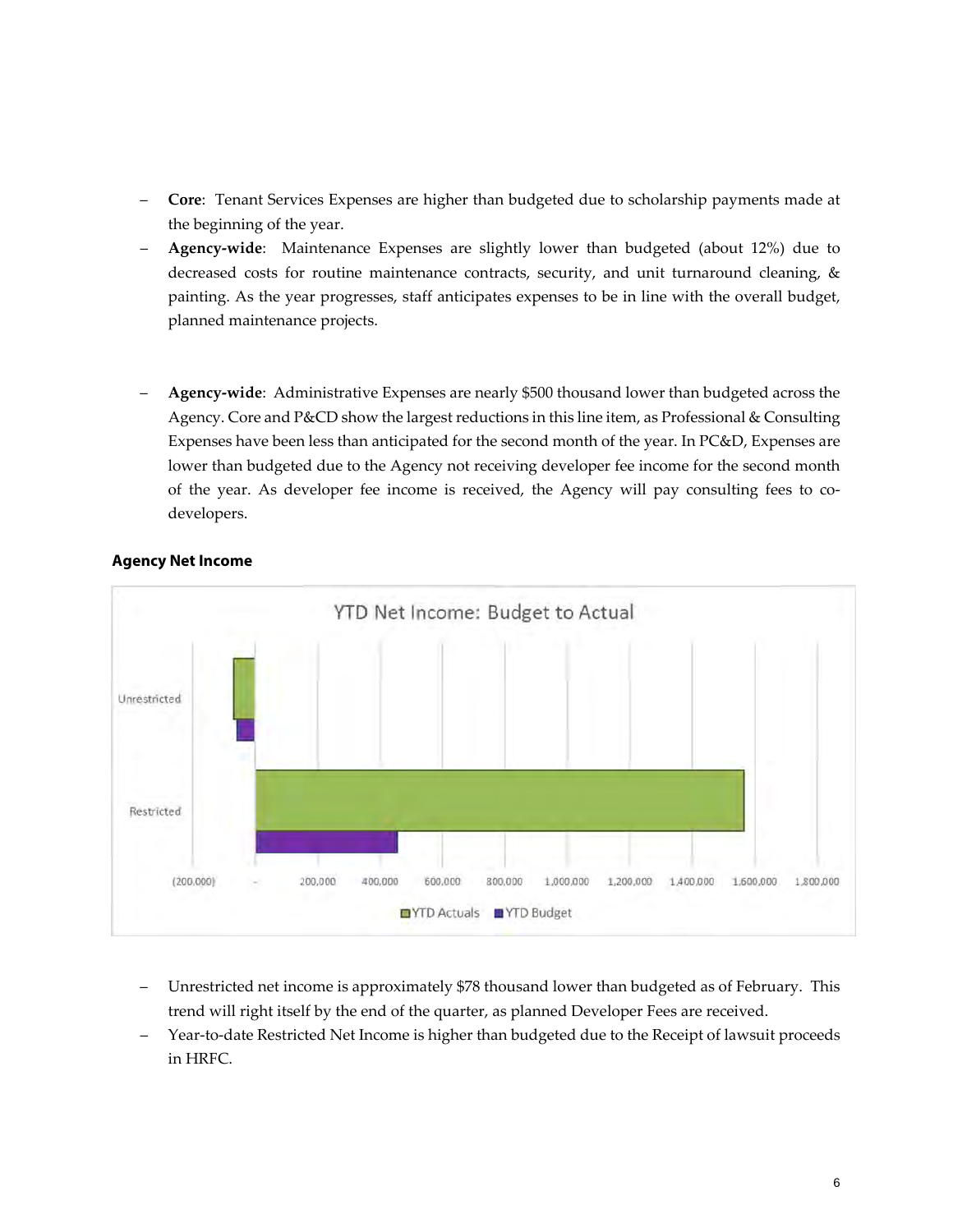- **Core**: Tenant Services Expenses are higher than budgeted due to scholarship payments made at the beginning of the year.
- **Agency-wide**: Maintenance Expenses are slightly lower than budgeted (about 12%) due to decreased costs for routine maintenance contracts, security, and unit turnaround cleaning, & painting. As the year progresses, staff anticipates expenses to be in line with the overall budget, planned maintenance projects.

- **Agency-wide**: Administrative Expenses are nearly $500 thousand lower than budgeted across the Agency. Core and P&CD show the largest reductions in this line item, as Professional & Consulting Expenses have been less than anticipated for the second month of the year. In PC&D, Expenses are lower than budgeted due to the Agency not receiving developer fee income for the second month of the year. As developer fee income is received, the Agency will pay consulting fees to co-developers.

**Agency Net Income**

YTD Net Income: Budget to Actual

- Unrestricted net income is approximately $78 thousand lower than budgeted as of February. This trend will right itself by the end of the quarter, as planned Developer Fees are received.
- Year-to-date Restricted Net Income is higher than budgeted due to the Receipt of lawsuit proceeds in HRFC.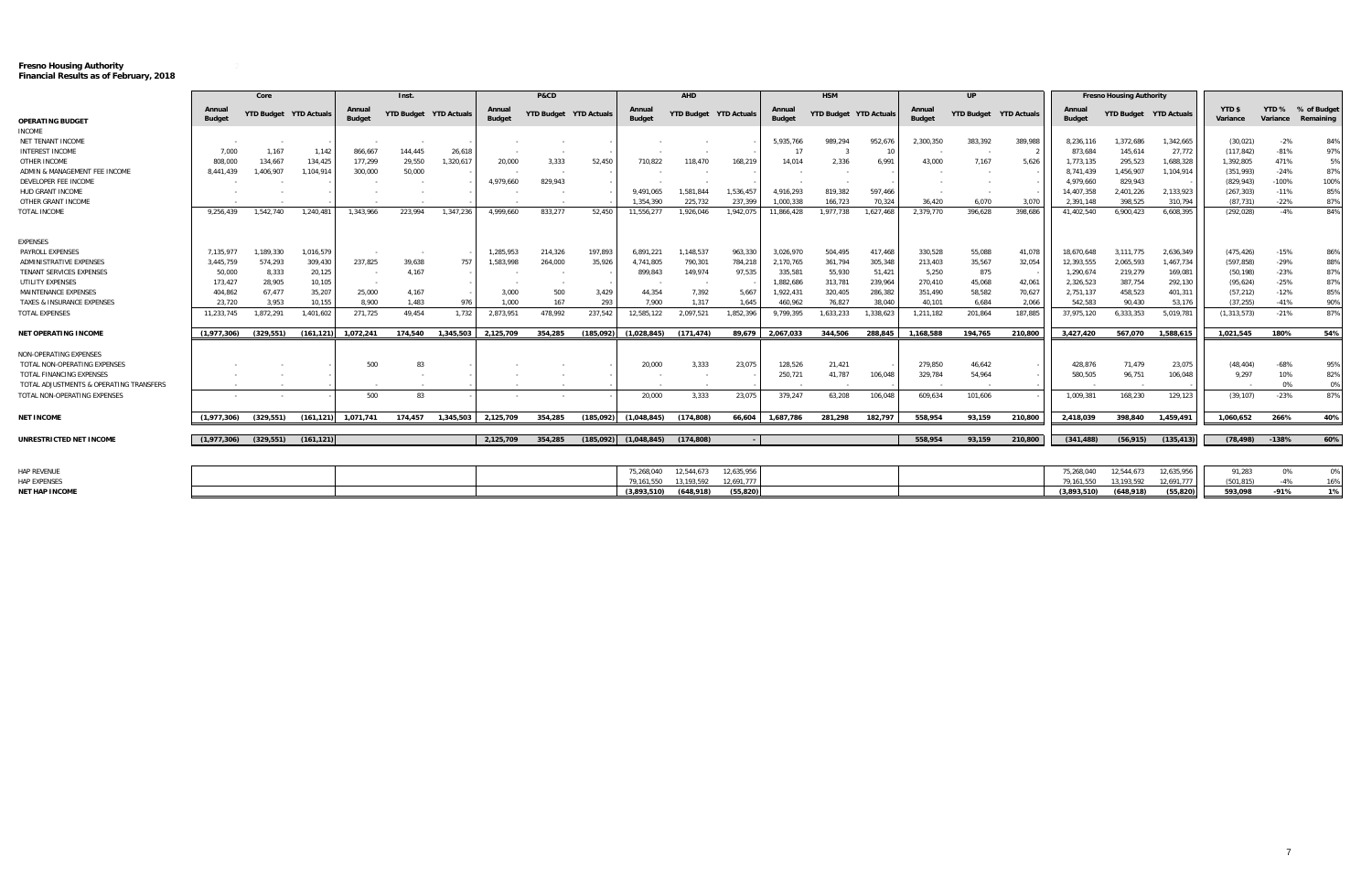**Fresno Housing Authority**
**Financial Results as of February, 2018**

| OPERATING BUDGET | Core | | | Inst. | | | P&CD | | | AHD | | | HSM | | | UP | | | Fresno Housing Authority | | | | | |
|---|---|---|---|---|---|---|---|---|---|---|---|---|---|---|---|---|---|---|---|---|---|---|---|---|
| | Annual Budget | YTD Budget | YTD Actuals | Annual Budget | YTD Budget | YTD Actuals | Annual Budget | YTD Budget | YTD Actuals | Annual Budget | YTD Budget | YTD Actuals | Annual Budget | YTD Budget | YTD Actuals | Annual Budget | YTD Budget | YTD Actuals | Annual Budget | YTD Budget | YTD Actuals | YTD $ Variance | YTD % Variance | % of Budget Remaining |
| INCOME | | | | | | | | | | | | | | | | | | | | | | | | |
| NET TENANT INCOME | - | - | - | - | - | - | - | - | - | - | - | - | 5,935,766 | 989,294 | 952,676 | 2,300,350 | 383,392 | 389,988 | 8,236,116 | 1,372,686 | 1,342,665 | (30,021) | -2% | 84% |
| INTEREST INCOME | 7,000 | 1,167 | 1,142 | 866,667 | 144,445 | 26,618 | - | - | - | - | - | - | 17 | 3 | 10 | - | - | 2 | 873,684 | 145,614 | 27,772 | (117,842) | -81% | 97% |
| OTHER INCOME | 808,000 | 134,667 | 134,425 | 177,299 | 29,550 | 1,320,617 | 20,000 | 3,333 | 52,450 | 710,822 | 118,470 | 168,219 | 14,014 | 2,336 | 6,991 | 43,000 | 7,167 | 5,626 | 1,773,135 | 295,523 | 1,688,328 | 1,392,805 | 471% | 5% |
| ADMIN & MANAGEMENT FEE INCOME | 8,441,439 | 1,406,907 | 1,104,914 | 300,000 | 50,000 | - | - | - | - | - | - | - | - | - | - | - | - | - | 8,741,439 | 1,456,907 | 1,104,914 | (351,993) | -24% | 87% |
| DEVELOPER FEE INCOME | - | - | - | - | - | - | 4,979,660 | 829,943 | - | - | - | - | - | - | - | - | - | - | 4,979,660 | 829,943 | - | (829,943) | -100% | 100% |
| HUD GRANT INCOME | - | - | - | - | - | - | - | - | - | 9,491,065 | 1,581,844 | 1,536,457 | 4,916,293 | 819,382 | 597,466 | - | - | - | 14,407,358 | 2,401,226 | 2,133,923 | (267,303) | -11% | 85% |
| OTHER GRANT INCOME | - | - | - | - | - | - | - | - | - | 1,354,390 | 225,732 | 237,399 | 1,000,338 | 166,723 | 70,324 | 36,420 | 6,070 | 3,070 | 2,391,148 | 398,525 | 310,794 | (87,731) | -22% | 87% |
| TOTAL INCOME | 9,256,439 | 1,542,740 | 1,240,481 | 1,343,966 | 223,994 | 1,347,236 | 4,999,660 | 833,277 | 52,450 | 11,556,277 | 1,926,046 | 1,942,075 | 11,866,428 | 1,977,738 | 1,627,468 | 2,379,770 | 396,628 | 398,686 | 41,402,540 | 6,900,423 | 6,608,395 | (292,028) | -4% | 84% |
| EXPENSES | | | | | | | | | | | | | | | | | | | | | | | | |
| PAYROLL EXPENSES | 7,135,977 | 1,189,330 | 1,016,579 | - | - | - | 1,285,953 | 214,326 | 197,893 | 6,891,221 | 1,148,537 | 963,330 | 3,026,970 | 504,495 | 417,468 | 330,528 | 55,088 | 41,078 | 18,670,648 | 3,111,775 | 2,636,349 | (475,426) | -15% | 86% |
| ADMINISTRATIVE EXPENSES | 3,445,759 | 574,293 | 309,430 | 237,825 | 39,638 | 757 | 1,583,998 | 264,000 | 35,926 | 4,741,805 | 790,301 | 784,218 | 2,170,765 | 361,794 | 305,348 | 213,403 | 35,567 | 32,054 | 12,393,555 | 2,065,593 | 1,467,734 | (597,858) | -29% | 88% |
| TENANT SERVICES EXPENSES | 50,000 | 8,333 | 20,125 | - | 4,167 | - | - | - | - | 899,843 | 149,974 | 97,535 | 335,581 | 55,930 | 51,421 | 5,250 | 875 | - | 1,290,674 | 219,279 | 169,081 | (50,198) | -23% | 87% |
| UTILITY EXPENSES | 173,427 | 28,905 | 10,105 | - | - | - | - | - | - | - | - | - | 1,882,686 | 313,781 | 239,964 | 270,410 | 45,068 | 42,061 | 2,326,523 | 387,754 | 292,130 | (95,624) | -25% | 87% |
| MAINTENANCE EXPENSES | 404,862 | 67,477 | 35,207 | 25,000 | 4,167 | - | 3,000 | 500 | 3,429 | 44,354 | 7,392 | 5,667 | 1,922,431 | 320,405 | 286,382 | 351,490 | 58,582 | 70,627 | 2,751,137 | 458,523 | 401,311 | (57,212) | -12% | 85% |
| TAXES & INSURANCE EXPENSES | 23,720 | 3,953 | 10,155 | 8,900 | 1,483 | 976 | 1,000 | 167 | 293 | 7,900 | 1,317 | 1,645 | 460,962 | 76,827 | 38,040 | 40,101 | 6,684 | 2,066 | 542,583 | 90,430 | 53,176 | (37,255) | -41% | 90% |
| TOTAL EXPENSES | 11,233,745 | 1,872,291 | 1,401,602 | 271,725 | 49,454 | 1,732 | 2,873,951 | 478,992 | 237,542 | 12,585,122 | 2,097,521 | 1,852,396 | 9,799,395 | 1,633,233 | 1,338,623 | 1,211,182 | 201,864 | 187,885 | 37,975,120 | 6,333,353 | 5,019,781 | (1,313,573) | -21% | 87% |
| **NET OPERATING INCOME** | **(1,977,306)** | **(329,551)** | **(161,121)** | **1,072,241** | **174,540** | **1,345,503** | **2,125,709** | **354,285** | **(185,092)** | **(1,028,845)** | **(171,474)** | **89,679** | **2,067,033** | **344,506** | **288,845** | **1,168,588** | **194,765** | **210,800** | **3,427,420** | **567,070** | **1,588,615** | **1,021,545** | **180%** | **54%** |
| NON-OPERATING EXPENSES | | | | | | | | | | | | | | | | | | | | | | | | |
| TOTAL NON-OPERATING EXPENSES | - | - | - | 500 | 83 | - | - | - | - | 20,000 | 3,333 | 23,075 | 128,526 | 21,421 | - | 279,850 | 46,642 | - | 428,876 | 71,479 | 23,075 | (48,404) | -68% | 95% |
| TOTAL FINANCING EXPENSES | - | - | - | - | - | - | - | - | - | - | - | - | 250,721 | 41,787 | 106,048 | 329,784 | 54,964 | - | 580,505 | 96,751 | 106,048 | 9,297 | 10% | 82% |
| TOTAL ADJUSTMENTS & OPERATING TRANSFERS | - | - | - | - | - | - | - | - | - | - | - | - | - | - | - | - | - | - | - | - | - | - | 0% | 0% |
| TOTAL NON-OPERATING EXPENSES | - | - | - | 500 | 83 | - | - | - | - | 20,000 | 3,333 | 23,075 | 379,247 | 63,208 | 106,048 | 609,634 | 101,606 | - | 1,009,381 | 168,230 | 129,123 | (39,107) | -23% | 87% |
| **NET INCOME** | **(1,977,306)** | **(329,551)** | **(161,121)** | **1,071,741** | **174,457** | **1,345,503** | **2,125,709** | **354,285** | **(185,092)** | **(1,048,845)** | **(174,808)** | **66,604** | **1,687,786** | **281,298** | **182,797** | **558,954** | **93,159** | **210,800** | **2,418,039** | **398,840** | **1,459,491** | **1,060,652** | **266%** | **40%** |
| **UNRESTRICTED NET INCOME** | **(1,977,306)** | **(329,551)** | **(161,121)** | | | | **2,125,709** | **354,285** | **(185,092)** | **(1,048,845)** | **(174,808)** | **-** | | | | **558,954** | **93,159** | **210,800** | **(341,488)** | **(56,915)** | **(135,413)** | **(78,498)** | **-138%** | **60%** |
| HAP REVENUE | | | | | | | | | | 75,268,040 | 12,544,673 | 12,635,956 | | | | | | | 75,268,040 | 12,544,673 | 12,635,956 | 91,283 | 0% | 0% |
| HAP EXPENSES | | | | | | | | | | 79,161,550 | 13,193,592 | 12,691,777 | | | | | | | 79,161,550 | 13,193,592 | 12,691,777 | (501,815) | -4% | 16% |
| **NET HAP INCOME** | | | | | | | | | | **(3,893,510)** | **(648,918)** | **(55,820)** | | | | | | | **(3,893,510)** | **(648,918)** | **(55,820)** | **593,098** | **-91%** | **1%** |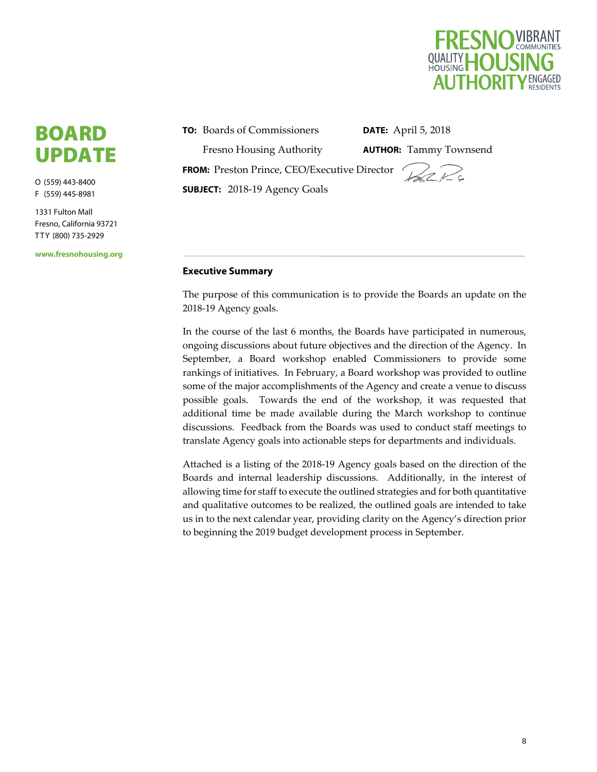# BOARD UPDATE

O (559) 443-8400
F (559) 445-8981

1331 Fulton Mall
Fresno, California 93721
TTY (800) 735-2929

www.fresnohousing.org

**TO:** Boards of Commissioners
Fresno Housing Authority

**DATE:** April 5, 2018

**AUTHOR:** Tammy Townsend

**FROM:** Preston Prince, CEO/Executive Director

**SUBJECT:** 2018-19 Agency Goals

---

**Executive Summary**

The purpose of this communication is to provide the Boards an update on the 2018-19 Agency goals.

In the course of the last 6 months, the Boards have participated in numerous, ongoing discussions about future objectives and the direction of the Agency. In September, a Board workshop enabled Commissioners to provide some rankings of initiatives. In February, a Board workshop was provided to outline some of the major accomplishments of the Agency and create a venue to discuss possible goals. Towards the end of the workshop, it was requested that additional time be made available during the March workshop to continue discussions. Feedback from the Boards was used to conduct staff meetings to translate Agency goals into actionable steps for departments and individuals.

Attached is a listing of the 2018-19 Agency goals based on the direction of the Boards and internal leadership discussions. Additionally, in the interest of allowing time for staff to execute the outlined strategies and for both quantitative and qualitative outcomes to be realized, the outlined goals are intended to take us in to the next calendar year, providing clarity on the Agency's direction prior to beginning the 2019 budget development process in September.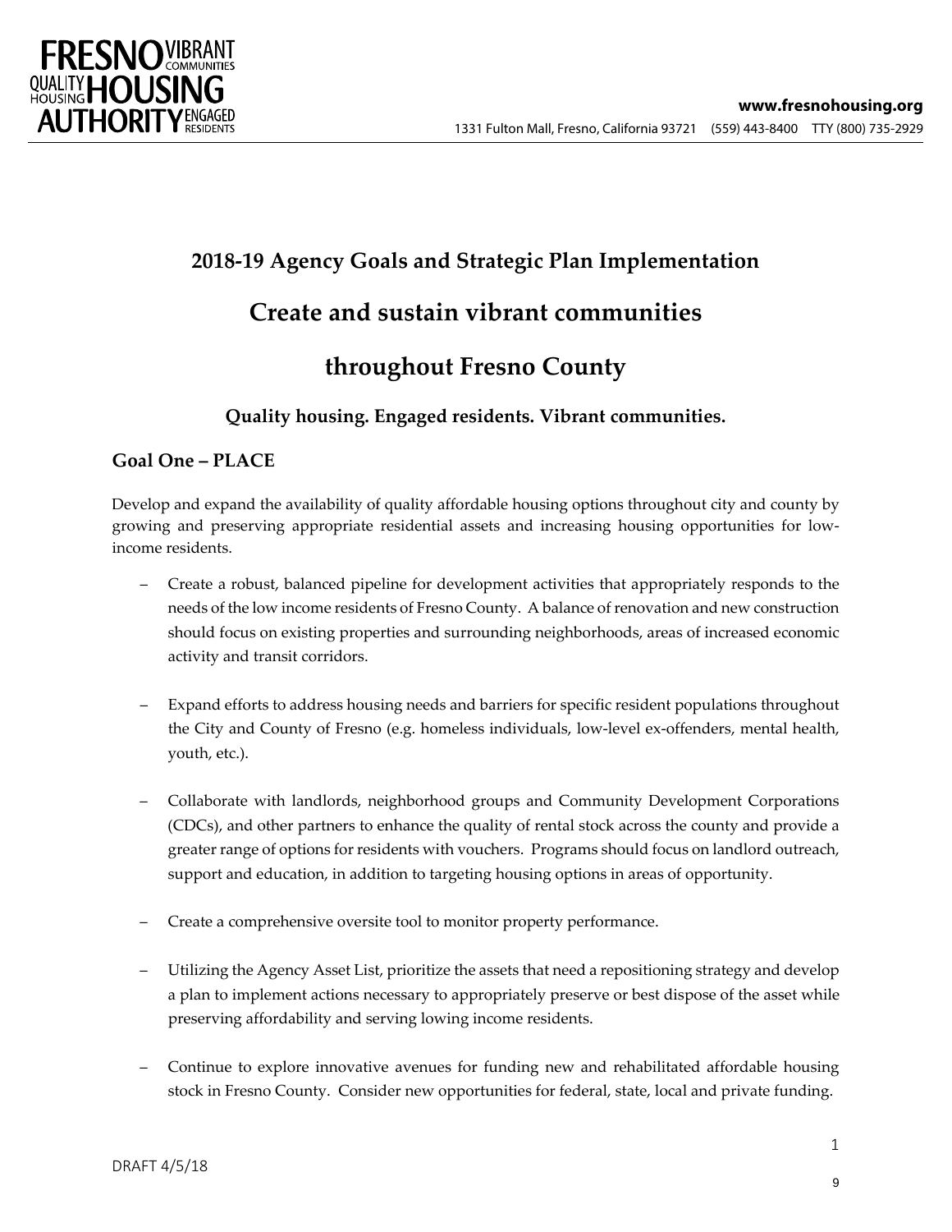## 2018-19 Agency Goals and Strategic Plan Implementation

# Create and sustain vibrant communities throughout Fresno County

### Quality housing. Engaged residents. Vibrant communities.

## Goal One – PLACE

Develop and expand the availability of quality affordable housing options throughout city and county by growing and preserving appropriate residential assets and increasing housing opportunities for low-income residents.

- Create a robust, balanced pipeline for development activities that appropriately responds to the needs of the low income residents of Fresno County. A balance of renovation and new construction should focus on existing properties and surrounding neighborhoods, areas of increased economic activity and transit corridors.

- Expand efforts to address housing needs and barriers for specific resident populations throughout the City and County of Fresno (e.g. homeless individuals, low-level ex-offenders, mental health, youth, etc.).

- Collaborate with landlords, neighborhood groups and Community Development Corporations (CDCs), and other partners to enhance the quality of rental stock across the county and provide a greater range of options for residents with vouchers. Programs should focus on landlord outreach, support and education, in addition to targeting housing options in areas of opportunity.

- Create a comprehensive oversite tool to monitor property performance.

- Utilizing the Agency Asset List, prioritize the assets that need a repositioning strategy and develop a plan to implement actions necessary to appropriately preserve or best dispose of the asset while preserving affordability and serving lowing income residents.

- Continue to explore innovative avenues for funding new and rehabilitated affordable housing stock in Fresno County. Consider new opportunities for federal, state, local and private funding.

DRAFT 4/5/18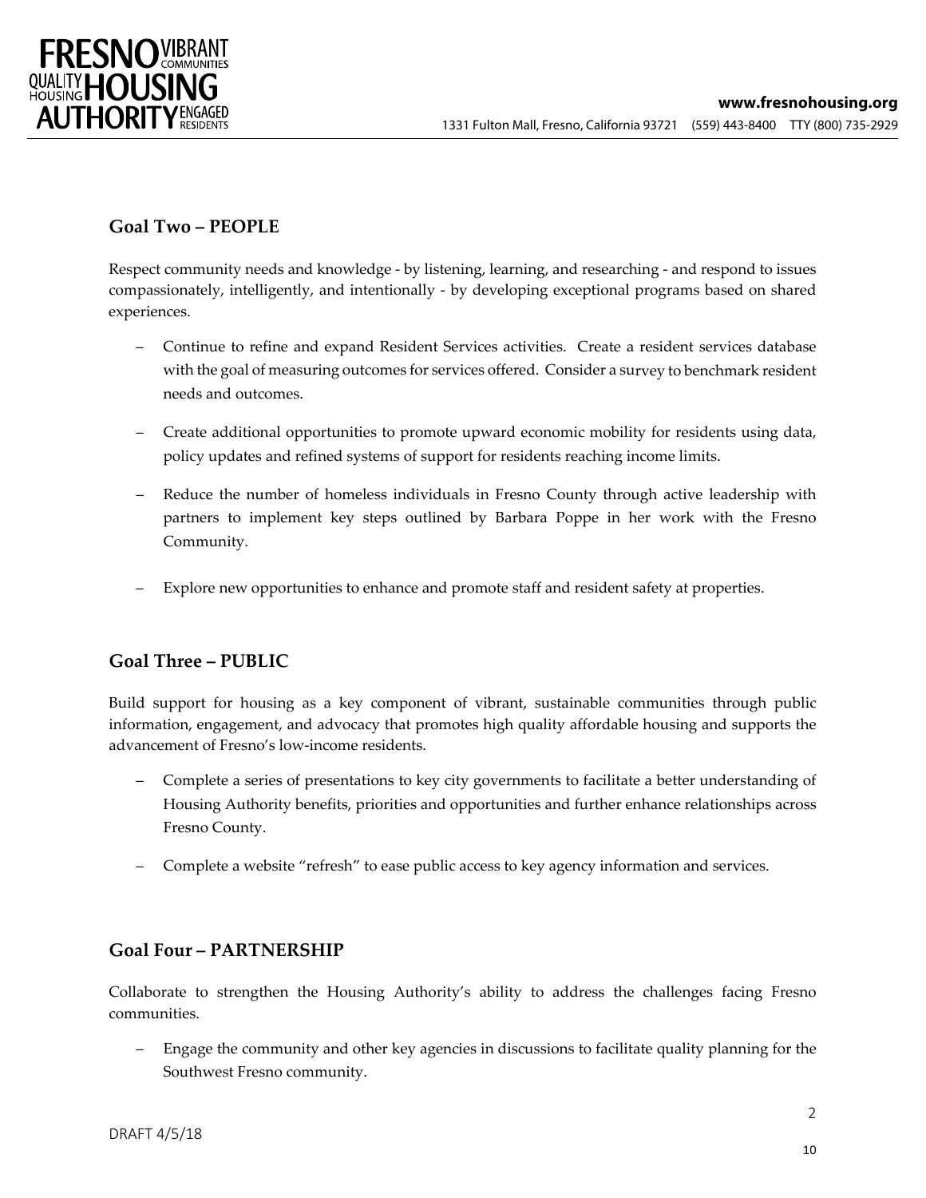## Goal Two – PEOPLE

Respect community needs and knowledge - by listening, learning, and researching - and respond to issues compassionately, intelligently, and intentionally - by developing exceptional programs based on shared experiences.

- Continue to refine and expand Resident Services activities. Create a resident services database with the goal of measuring outcomes for services offered. Consider a survey to benchmark resident needs and outcomes.
- Create additional opportunities to promote upward economic mobility for residents using data, policy updates and refined systems of support for residents reaching income limits.
- Reduce the number of homeless individuals in Fresno County through active leadership with partners to implement key steps outlined by Barbara Poppe in her work with the Fresno Community.
- Explore new opportunities to enhance and promote staff and resident safety at properties.

## Goal Three – PUBLIC

Build support for housing as a key component of vibrant, sustainable communities through public information, engagement, and advocacy that promotes high quality affordable housing and supports the advancement of Fresno's low-income residents.

- Complete a series of presentations to key city governments to facilitate a better understanding of Housing Authority benefits, priorities and opportunities and further enhance relationships across Fresno County.
- Complete a website "refresh" to ease public access to key agency information and services.

## Goal Four – PARTNERSHIP

Collaborate to strengthen the Housing Authority's ability to address the challenges facing Fresno communities.

- Engage the community and other key agencies in discussions to facilitate quality planning for the Southwest Fresno community.

DRAFT 4/5/18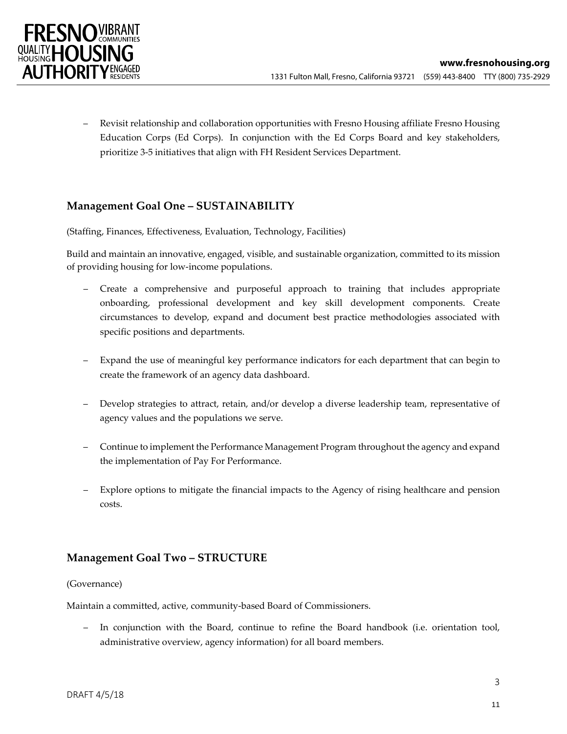- Revisit relationship and collaboration opportunities with Fresno Housing affiliate Fresno Housing Education Corps (Ed Corps). In conjunction with the Ed Corps Board and key stakeholders, prioritize 3-5 initiatives that align with FH Resident Services Department.

## Management Goal One – SUSTAINABILITY

(Staffing, Finances, Effectiveness, Evaluation, Technology, Facilities)

Build and maintain an innovative, engaged, visible, and sustainable organization, committed to its mission of providing housing for low-income populations.

- Create a comprehensive and purposeful approach to training that includes appropriate onboarding, professional development and key skill development components. Create circumstances to develop, expand and document best practice methodologies associated with specific positions and departments.

- Expand the use of meaningful key performance indicators for each department that can begin to create the framework of an agency data dashboard.

- Develop strategies to attract, retain, and/or develop a diverse leadership team, representative of agency values and the populations we serve.

- Continue to implement the Performance Management Program throughout the agency and expand the implementation of Pay For Performance.

- Explore options to mitigate the financial impacts to the Agency of rising healthcare and pension costs.

## Management Goal Two – STRUCTURE

(Governance)

Maintain a committed, active, community-based Board of Commissioners.

- In conjunction with the Board, continue to refine the Board handbook (i.e. orientation tool, administrative overview, agency information) for all board members.

DRAFT 4/5/18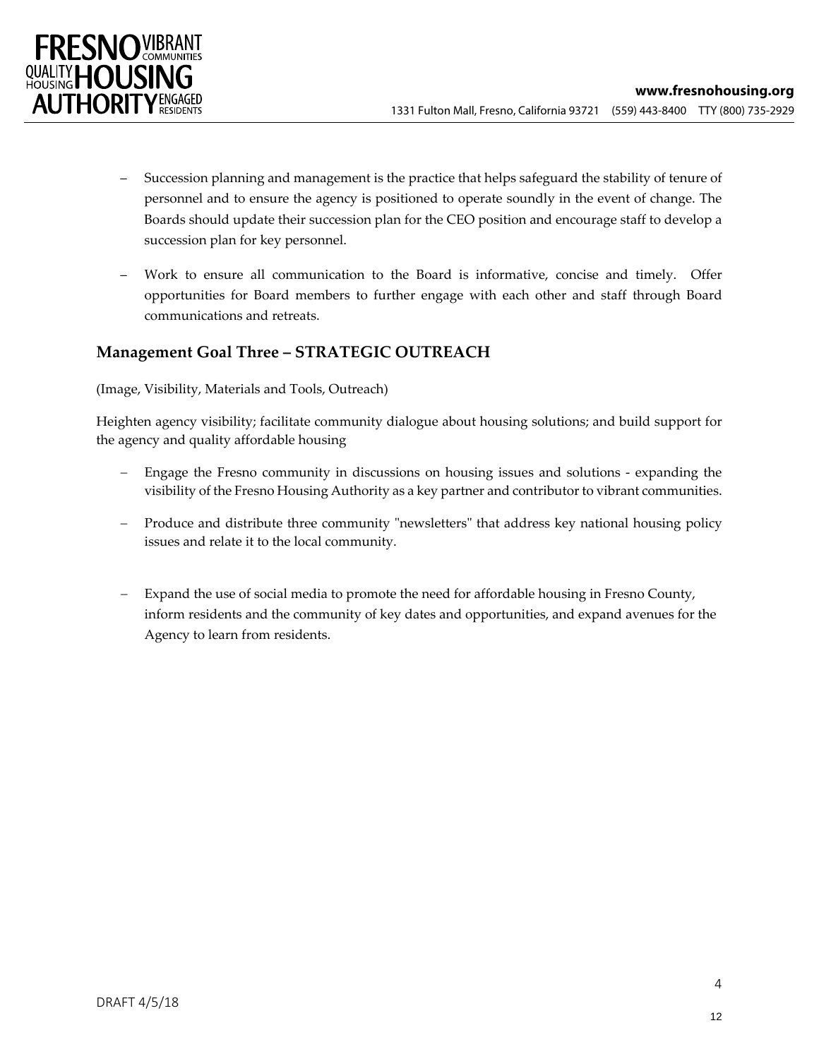- Succession planning and management is the practice that helps safeguard the stability of tenure of personnel and to ensure the agency is positioned to operate soundly in the event of change. The Boards should update their succession plan for the CEO position and encourage staff to develop a succession plan for key personnel.

- Work to ensure all communication to the Board is informative, concise and timely. Offer opportunities for Board members to further engage with each other and staff through Board communications and retreats.

## Management Goal Three – STRATEGIC OUTREACH

(Image, Visibility, Materials and Tools, Outreach)

Heighten agency visibility; facilitate community dialogue about housing solutions; and build support for the agency and quality affordable housing

- Engage the Fresno community in discussions on housing issues and solutions - expanding the visibility of the Fresno Housing Authority as a key partner and contributor to vibrant communities.

- Produce and distribute three community "newsletters" that address key national housing policy issues and relate it to the local community.

- Expand the use of social media to promote the need for affordable housing in Fresno County, inform residents and the community of key dates and opportunities, and expand avenues for the Agency to learn from residents.

DRAFT 4/5/18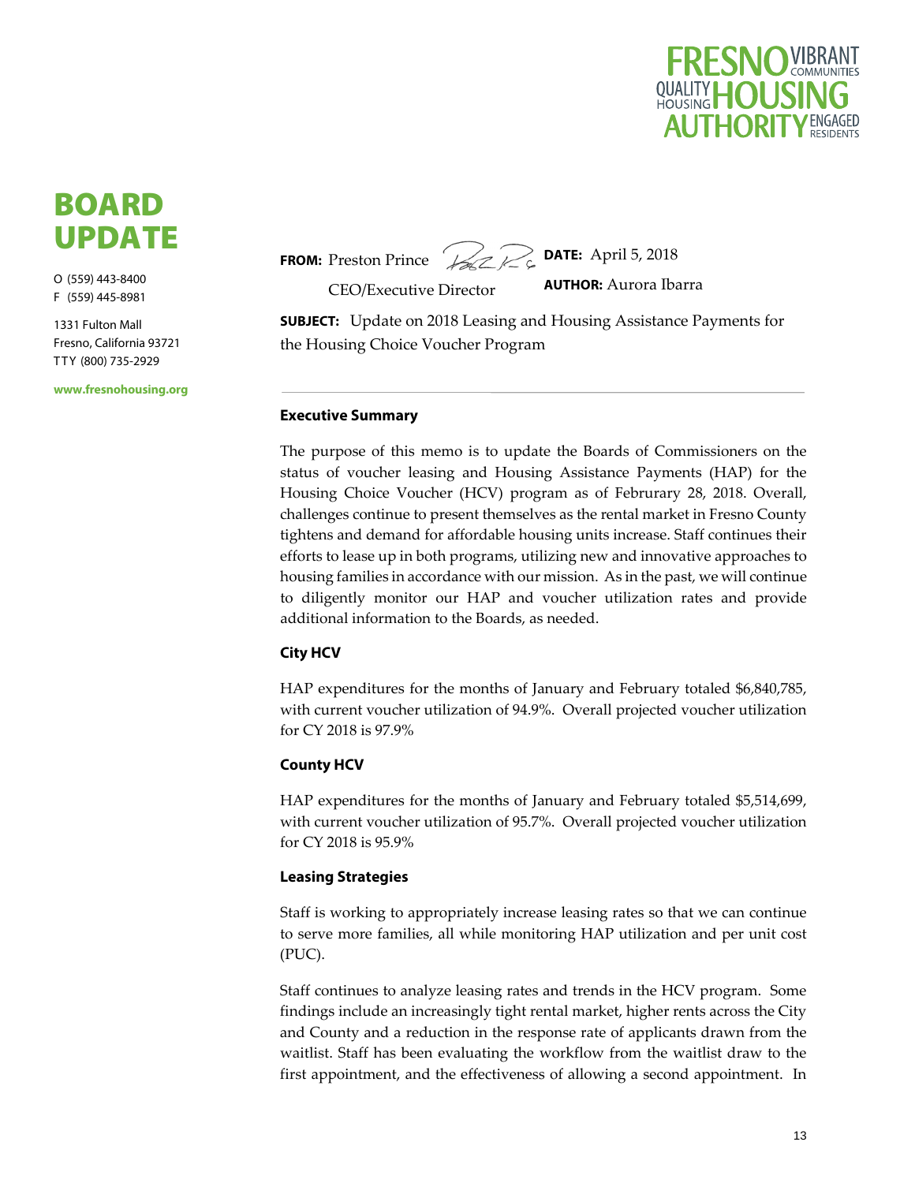FRESNO HOUSING AUTHORITY — VIBRANT COMMUNITIES, QUALITY HOUSING, ENGAGED RESIDENTS

# BOARD UPDATE

O (559) 443-8400
F (559) 445-8981

1331 Fulton Mall
Fresno, California 93721
TTY (800) 735-2929

www.fresnohousing.org

**FROM:** Preston Prince
CEO/Executive Director

**DATE:** April 5, 2018

**AUTHOR:** Aurora Ibarra

**SUBJECT:** Update on 2018 Leasing and Housing Assistance Payments for the Housing Choice Voucher Program

---

**Executive Summary**

The purpose of this memo is to update the Boards of Commissioners on the status of voucher leasing and Housing Assistance Payments (HAP) for the Housing Choice Voucher (HCV) program as of Februrary 28, 2018. Overall, challenges continue to present themselves as the rental market in Fresno County tightens and demand for affordable housing units increase. Staff continues their efforts to lease up in both programs, utilizing new and innovative approaches to housing families in accordance with our mission. As in the past, we will continue to diligently monitor our HAP and voucher utilization rates and provide additional information to the Boards, as needed.

**City HCV**

HAP expenditures for the months of January and February totaled $6,840,785, with current voucher utilization of 94.9%. Overall projected voucher utilization for CY 2018 is 97.9%

**County HCV**

HAP expenditures for the months of January and February totaled $5,514,699, with current voucher utilization of 95.7%. Overall projected voucher utilization for CY 2018 is 95.9%

**Leasing Strategies**

Staff is working to appropriately increase leasing rates so that we can continue to serve more families, all while monitoring HAP utilization and per unit cost (PUC).

Staff continues to analyze leasing rates and trends in the HCV program. Some findings include an increasingly tight rental market, higher rents across the City and County and a reduction in the response rate of applicants drawn from the waitlist. Staff has been evaluating the workflow from the waitlist draw to the first appointment, and the effectiveness of allowing a second appointment. In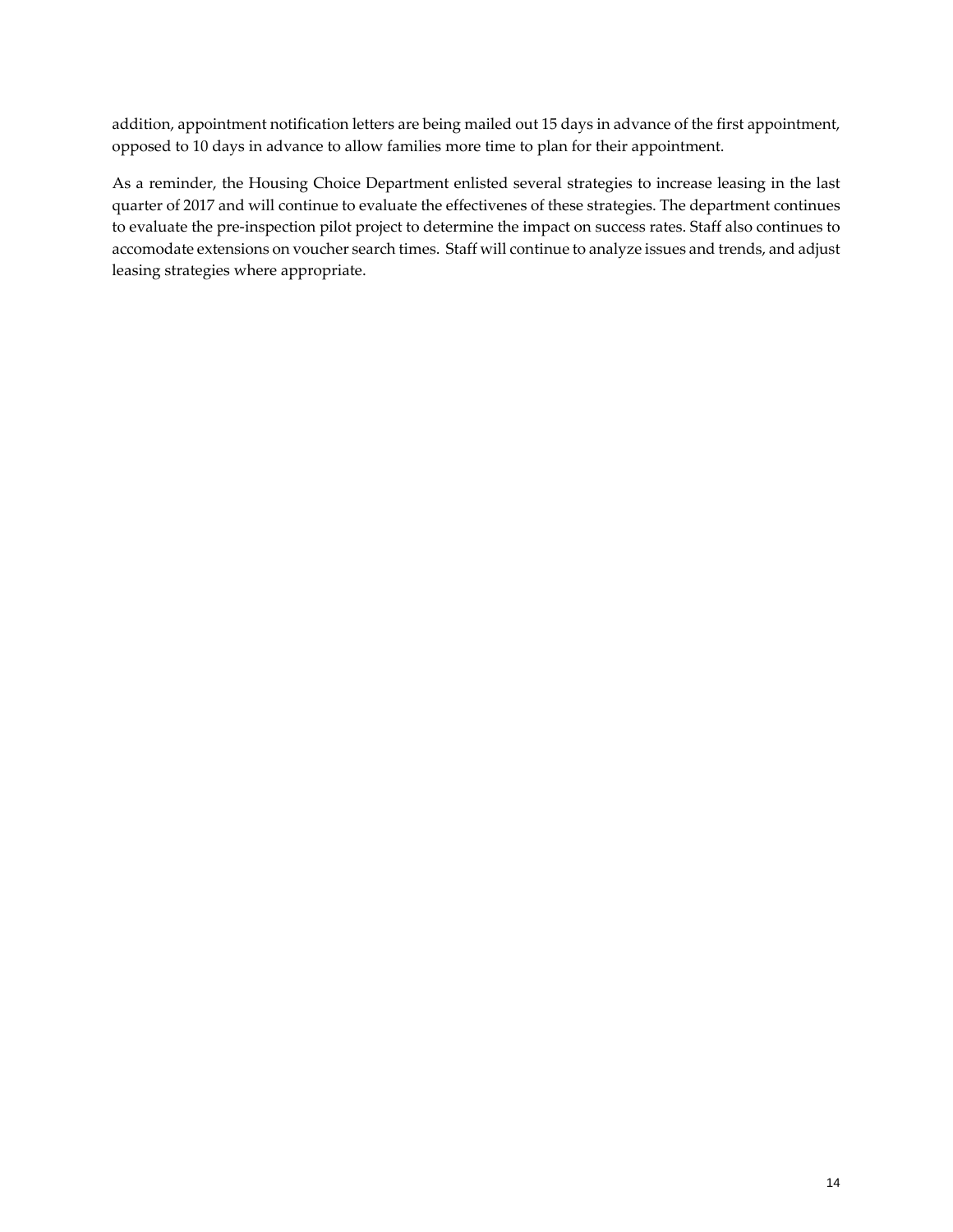addition, appointment notification letters are being mailed out 15 days in advance of the first appointment, opposed to 10 days in advance to allow families more time to plan for their appointment.

As a reminder, the Housing Choice Department enlisted several strategies to increase leasing in the last quarter of 2017 and will continue to evaluate the effectivenes of these strategies. The department continues to evaluate the pre-inspection pilot project to determine the impact on success rates. Staff also continues to accomodate extensions on voucher search times. Staff will continue to analyze issues and trends, and adjust leasing strategies where appropriate.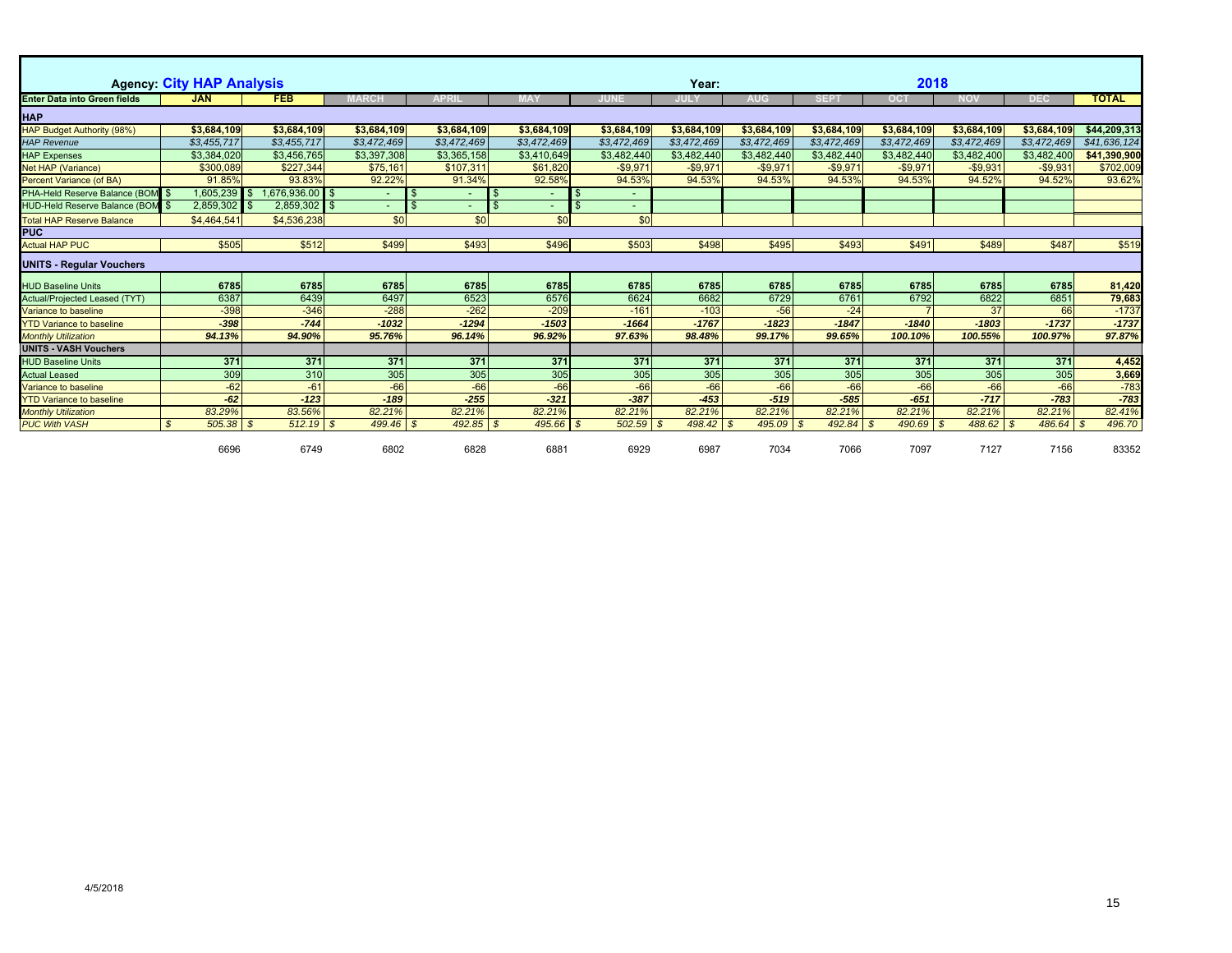| Agency: City HAP Analysis | | | | | | | Year: | | | 2018 | | | |
|---|---|---|---|---|---|---|---|---|---|---|---|---|---|
| Enter Data into Green fields | JAN | FEB | MARCH | APRIL | MAY | JUNE | JULY | AUG | SEPT | OCT | NOV | DEC | TOTAL |
| **HAP** | | | | | | | | | | | | | |
| HAP Budget Authority (98%) | $3,684,109 | $3,684,109 | $3,684,109 | $3,684,109 | $3,684,109 | $3,684,109 | $3,684,109 | $3,684,109 | $3,684,109 | $3,684,109 | $3,684,109 | $3,684,109 | $44,209,313 |
| *HAP Revenue* | *$3,455,717* | *$3,455,717* | *$3,472,469* | *$3,472,469* | *$3,472,469* | *$3,472,469* | *$3,472,469* | *$3,472,469* | *$3,472,469* | *$3,472,469* | *$3,472,469* | *$3,472,469* | *$41,636,124* |
| HAP Expenses | $3,384,020 | $3,456,765 | $3,397,308 | $3,365,158 | $3,410,649 | $3,482,440 | $3,482,440 | $3,482,440 | $3,482,440 | $3,482,440 | $3,482,400 | $3,482,400 | $41,390,900 |
| Net HAP (Variance) | $300,089 | $227,344 | $75,161 | $107,311 | $61,820 | -$9,971 | -$9,971 | -$9,971 | -$9,971 | -$9,971 | -$9,931 | -$9,931 | $702,009 |
| Percent Variance (of BA) | 91.85% | 93.83% | 92.22% | 91.34% | 92.58% | 94.53% | 94.53% | 94.53% | 94.53% | 94.53% | 94.52% | 94.52% | 93.62% |
| PHA-Held Reserve Balance (BOM | $ 1,605,239 | $ 1,676,936.00 | $ - | $ - | $ - | $ - | | | | | | | |
| HUD-Held Reserve Balance (BOM | $ 2,859,302 | $ 2,859,302 | $ - | $ - | $ - | $ - | | | | | | | |
| Total HAP Reserve Balance | $4,464,541 | $4,536,238 | $0 | $0 | $0 | $0 | | | | | | | |
| **PUC** | | | | | | | | | | | | | |
| Actual HAP PUC | $505 | $512 | $499 | $493 | $496 | $503 | $498 | $495 | $493 | $491 | $489 | $487 | $519 |
| **UNITS - Regular Vouchers** | | | | | | | | | | | | | |
| HUD Baseline Units | 6785 | 6785 | 6785 | 6785 | 6785 | 6785 | 6785 | 6785 | 6785 | 6785 | 6785 | 6785 | 81,420 |
| Actual/Projected Leased (TYT) | 6387 | 6439 | 6497 | 6523 | 6576 | 6624 | 6682 | 6729 | 6761 | 6792 | 6822 | 6851 | 79,683 |
| Variance to baseline | -398 | -346 | -288 | -262 | -209 | -161 | -103 | -56 | -24 | 7 | 37 | 66 | -1737 |
| YTD Variance to baseline | -398 | -744 | -1032 | -1294 | -1503 | -1664 | -1767 | -1823 | -1847 | -1840 | -1803 | -1737 | -1737 |
| *Monthly Utilization* | *94.13%* | *94.90%* | *95.76%* | *96.14%* | *96.92%* | *97.63%* | *98.48%* | *99.17%* | *99.65%* | *100.10%* | *100.55%* | *100.97%* | *97.87%* |
| **UNITS - VASH Vouchers** | | | | | | | | | | | | | |
| HUD Baseline Units | 371 | 371 | 371 | 371 | 371 | 371 | 371 | 371 | 371 | 371 | 371 | 371 | 4,452 |
| Actual Leased | 309 | 310 | 305 | 305 | 305 | 305 | 305 | 305 | 305 | 305 | 305 | 305 | 3,669 |
| Variance to baseline | -62 | -61 | -66 | -66 | -66 | -66 | -66 | -66 | -66 | -66 | -66 | -66 | -783 |
| YTD Variance to baseline | -62 | -123 | -189 | -255 | -321 | -387 | -453 | -519 | -585 | -651 | -717 | -783 | -783 |
| *Monthly Utilization* | *83.29%* | *83.56%* | *82.21%* | *82.21%* | *82.21%* | *82.21%* | *82.21%* | *82.21%* | *82.21%* | *82.21%* | *82.21%* | *82.21%* | *82.41%* |
| *PUC With VASH* | *$ 505.38* | *$ 512.19* | *$ 499.46* | *$ 492.85* | *$ 495.66* | *$ 502.59* | *$ 498.42* | *$ 495.09* | *$ 492.84* | *$ 490.69* | *$ 488.62* | *$ 486.64* | *$ 496.70* |
| | 6696 | 6749 | 6802 | 6828 | 6881 | 6929 | 6987 | 7034 | 7066 | 7097 | 7127 | 7156 | 83352 |

4/5/2018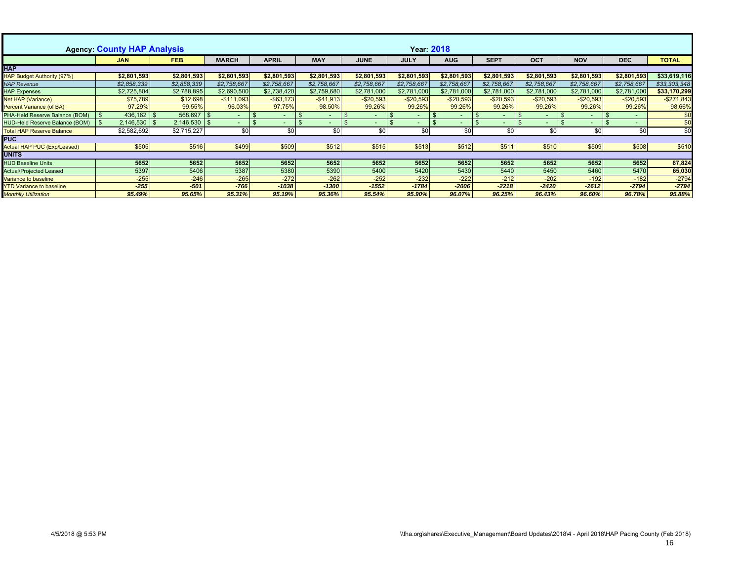**Agency: County HAP Analysis** **Year: 2018**

| | JAN | FEB | MARCH | APRIL | MAY | JUNE | JULY | AUG | SEPT | OCT | NOV | DEC | TOTAL |
|---|---|---|---|---|---|---|---|---|---|---|---|---|---|
| **HAP** | | | | | | | | | | | | | |
| HAP Budget Authority (97%) | **$2,801,593** | **$2,801,593** | **$2,801,593** | **$2,801,593** | **$2,801,593** | **$2,801,593** | **$2,801,593** | **$2,801,593** | **$2,801,593** | **$2,801,593** | **$2,801,593** | **$2,801,593** | **$33,619,116** |
| *HAP Revenue* | *$2,858,339* | *$2,858,339* | *$2,758,667* | *$2,758,667* | *$2,758,667* | *$2,758,667* | *$2,758,667* | *$2,758,667* | *$2,758,667* | *$2,758,667* | *$2,758,667* | *$2,758,667* | *$33,303,348* |
| HAP Expenses | $2,725,804 | $2,788,895 | $2,690,500 | $2,738,420 | $2,759,680 | $2,781,000 | $2,781,000 | $2,781,000 | $2,781,000 | $2,781,000 | $2,781,000 | $2,781,000 | **$33,170,299** |
| Net HAP (Variance) | $75,789 | $12,698 | -$111,093 | -$63,173 | -$41,913 | -$20,593 | -$20,593 | -$20,593 | -$20,593 | -$20,593 | -$20,593 | -$20,593 | -$271,843 |
| Percent Variance (of BA) | 97.29% | 99.55% | 96.03% | 97.75% | 98.50% | 99.26% | 99.26% | 99.26% | 99.26% | 99.26% | 99.26% | 99.26% | 98.66% |
| PHA-Held Reserve Balance (BOM) | $ 436,162 | $ 568,697 | $ - | $ - | $ - | $ - | $ - | $ - | $ - | $ - | $ - | $ - | $0 |
| HUD-Held Reserve Balance (BOM) | $ 2,146,530 | $ 2,146,530 | $ - | $ - | $ - | $ - | $ - | $ - | $ - | $ - | $ - | $ - | $0 |
| Total HAP Reserve Balance | $2,582,692 | $2,715,227 | $0 | $0 | $0 | $0 | $0 | $0 | $0 | $0 | $0 | $0 | $0 |
| **PUC** | | | | | | | | | | | | | |
| Actual HAP PUC (Exp/Leased) | $505 | $516 | $499 | $509 | $512 | $515 | $513 | $512 | $511 | $510 | $509 | $508 | $510 |
| **UNITS** | | | | | | | | | | | | | |
| HUD Baseline Units | **5652** | **5652** | **5652** | **5652** | **5652** | **5652** | **5652** | **5652** | **5652** | **5652** | **5652** | **5652** | **67,824** |
| Actual/Projected Leased | 5397 | 5406 | 5387 | 5380 | 5390 | 5400 | 5420 | 5430 | 5440 | 5450 | 5460 | 5470 | **65,030** |
| Variance to baseline | -255 | -246 | -265 | -272 | -262 | -252 | -232 | -222 | -212 | -202 | -192 | -182 | -2794 |
| YTD Variance to baseline | ***-255*** | ***-501*** | ***-766*** | ***-1038*** | ***-1300*** | ***-1552*** | ***-1784*** | ***-2006*** | ***-2218*** | ***-2420*** | ***-2612*** | ***-2794*** | ***-2794*** |
| *Monthlly Utilization* | ***95.49%*** | ***95.65%*** | ***95.31%*** | ***95.19%*** | ***95.36%*** | ***95.54%*** | ***95.90%*** | ***96.07%*** | ***96.25%*** | ***96.43%*** | ***96.60%*** | ***96.78%*** | ***95.88%*** |

4/5/2018 @ 5:53 PM

\\fha.org\shares\Executive_Management\Board Updates\2018\4 - April 2018\HAP Pacing County (Feb 2018)